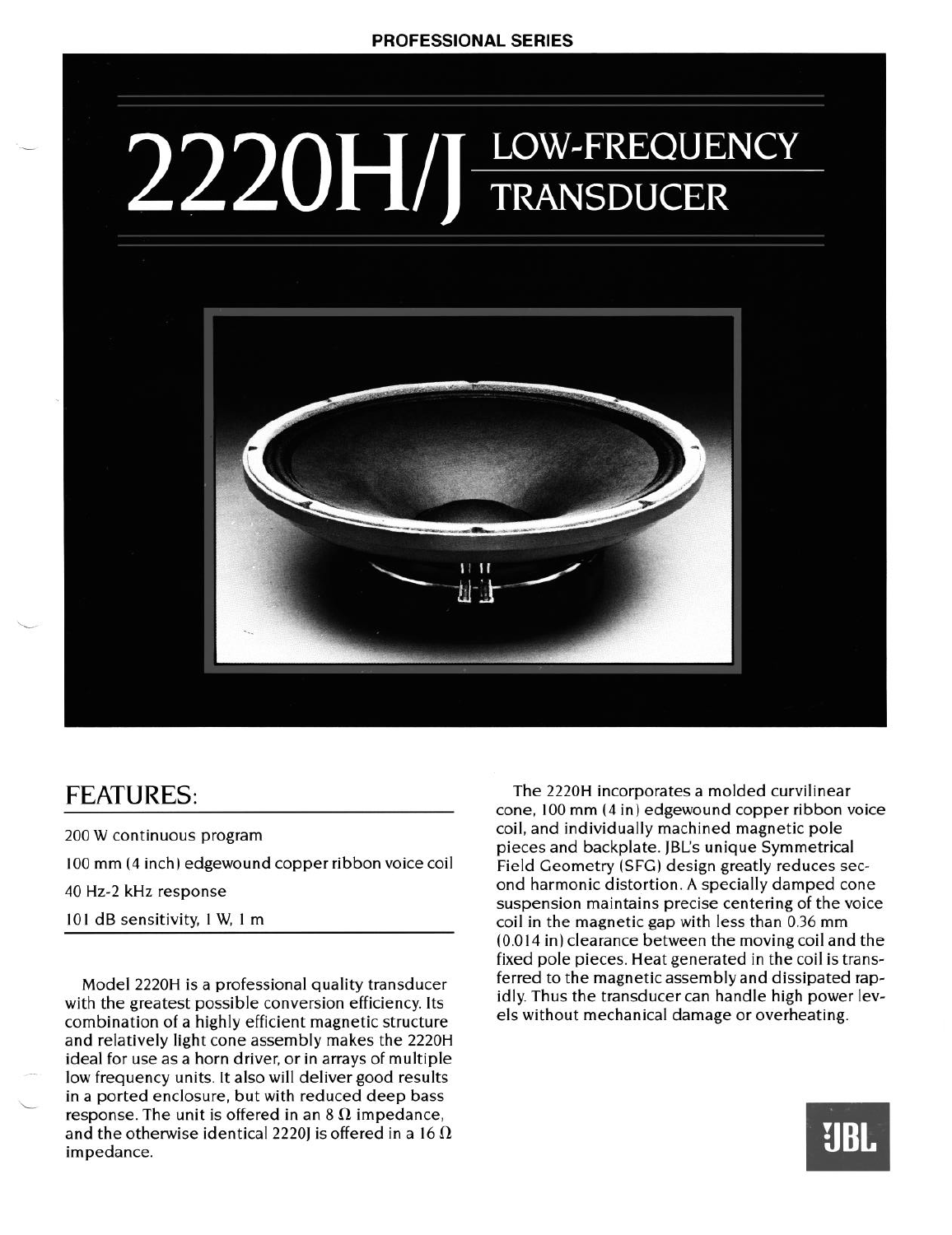PROFESSIONAL SERIES

# 2220H/J LOW-FREQUENCY TRANSDUCER

## FEATURES:

200 W continuous program

100 mm (4 inch) edgewound copper ribbon voice coil

40 Hz-2 kHz response

101 dB sensitivity, 1 W, 1 m

Model 2220H is a professional quality transducer with the greatest possible conversion efficiency. Its combination of a highly efficient magnetic structure and relatively light cone assembly makes the 2220H ideal for use as a horn driver, or in arrays of multiple low frequency units. It also will deliver good results in a ported enclosure, but with reduced deep bass response. The unit is offered in an 8 Ω impedance, and the otherwise identical 2220J is offered in a 16 Ω impedance.

The 2220H incorporates a molded curvilinear cone, 100 mm (4 in) edgewound copper ribbon voice coil, and individually machined magnetic pole pieces and backplate. JBL's unique Symmetrical Field Geometry (SFG) design greatly reduces second harmonic distortion. A specially damped cone suspension maintains precise centering of the voice coil in the magnetic gap with less than 0.36 mm (0.014 in) clearance between the moving coil and the fixed pole pieces. Heat generated in the coil is transferred to the magnetic assembly and dissipated rapidly. Thus the transducer can handle high power levels without mechanical damage or overheating.

JBL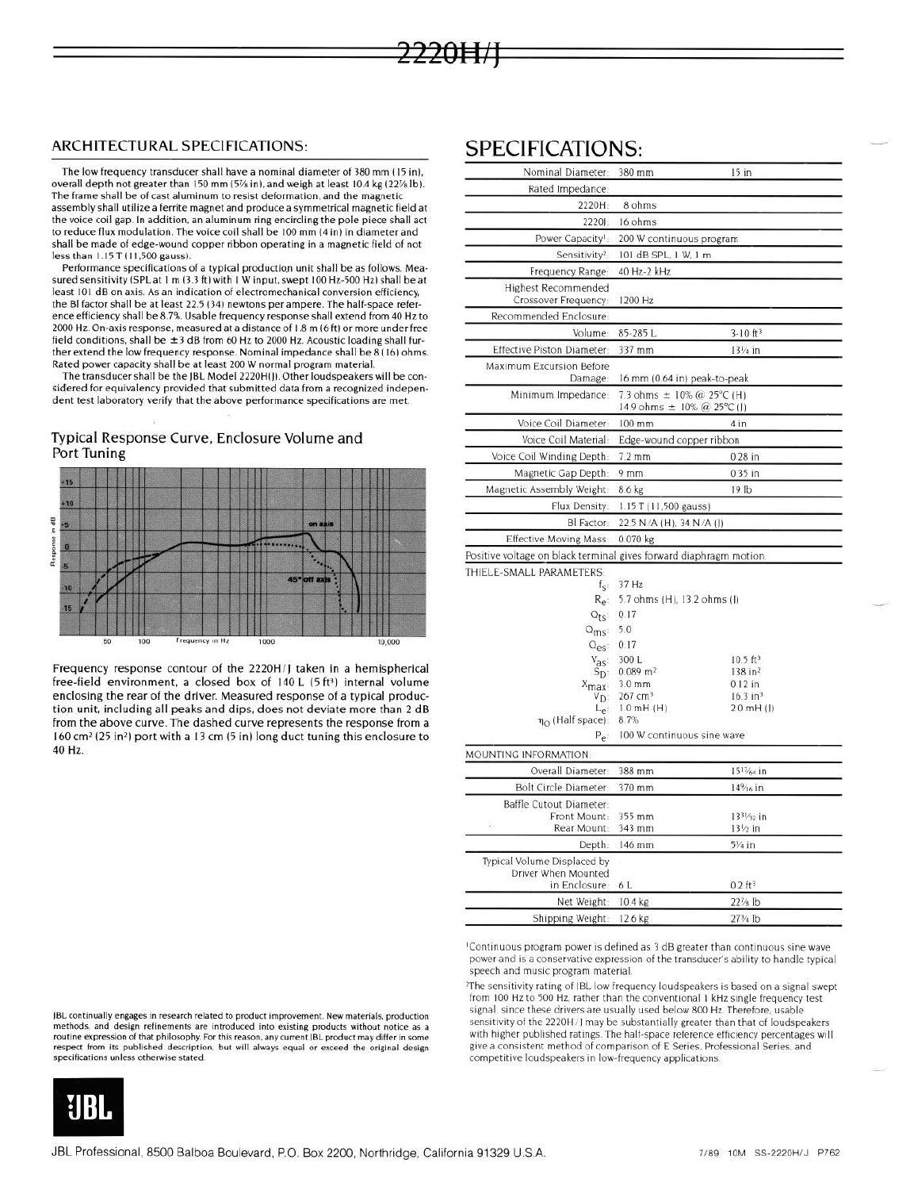# 2220H/J

## ARCHITECTURAL SPECIFICATIONS:

The low frequency transducer shall have a nominal diameter of 380 mm (15 in), overall depth not greater than 150 mm (5⅞ in), and weigh at least 10.4 kg (22⅞ lb). The frame shall be of cast aluminum to resist deformation, and the magnetic assembly shall utilize a ferrite magnet and produce a symmetrical magnetic field at the voice coil gap. In addition, an aluminum ring encircling the pole piece shall act to reduce flux modulation. The voice coil shall be 100 mm (4 in) in diameter and shall be made of edge-wound copper ribbon operating in a magnetic field of not less than 1.15 T (11,500 gauss).

Performance specifications of a typical production unit shall be as follows. Measured sensitivity (SPL at 1 m (3.3 ft) with 1 W input, swept 100 Hz-500 Hz) shall be at least 101 dB on axis. As an indication of electromechanical conversion efficiency, the Bl factor shall be at least 22.5 (34) newtons per ampere. The half-space reference efficiency shall be 8.7%. Usable frequency response shall extend from 40 Hz to 2000 Hz. On-axis response, measured at a distance of 1.8 m (6 ft) or more under free field conditions, shall be ±3 dB from 60 Hz to 2000 Hz. Acoustic loading shall further extend the low frequency response. Nominal impedance shall be 8 (16) ohms. Rated power capacity shall be at least 200 W normal program material.

The transducer shall be the JBL Model 2220H(J). Other loudspeakers will be considered for equivalency provided that submitted data from a recognized independent test laboratory verify that the above performance specifications are met.

### Typical Response Curve, Enclosure Volume and Port Tuning

Response in dB
+15
+10
+5
0
-5
-10
-15
on axis
45° off axis
50
100
Frequency in Hz
1000
10,000

Frequency response contour of the 2220H/J taken in a hemispherical free-field environment, a closed box of 140 L (5 ft³) internal volume enclosing the rear of the driver. Measured response of a typical production unit, including all peaks and dips, does not deviate more than 2 dB from the above curve. The dashed curve represents the response from a 160 cm² (25 in²) port with a 13 cm (5 in) long duct tuning this enclosure to 40 Hz.

JBL continually engages in research related to product improvement. New materials, production methods, and design refinements are introduced into existing products without notice as a routine expression of that philosophy. For this reason, any current JBL product may differ in some respect from its published description, but will always equal or exceed the original design specifications unless otherwise stated.

## SPECIFICATIONS:

| | | |
|---|---|---|
| Nominal Diameter: | 380 mm | 15 in |
| Rated Impedance: | | |
| 2220H: | 8 ohms | |
| 2220J: | 16 ohms | |
| Power Capacity[1]: | 200 W continuous program | |
| Sensitivity[2]: | 101 dB SPL, 1 W, 1 m | |
| Frequency Range: | 40 Hz-2 kHz | |
| Highest Recommended Crossover Frequency: | 1200 Hz | |
| Recommended Enclosure: | | |
| Volume: | 85-285 L | 3-10 ft³ |
| Effective Piston Diameter: | 337 mm | 13¼ in |
| Maximum Excursion Before Damage: | 16 mm (0.64 in) peak-to-peak | |
| Minimum Impedance: | 7.3 ohms ± 10% @ 25°C (H)<br>14.9 ohms ± 10% @ 25°C (J) | |
| Voice Coil Diameter: | 100 mm | 4 in |
| Voice Coil Material: | Edge-wound copper ribbon | |
| Voice Coil Winding Depth: | 7.2 mm | 0.28 in |
| Magnetic Gap Depth: | 9 mm | 0.35 in |
| Magnetic Assembly Weight: | 8.6 kg | 19 lb |
| Flux Density: | 1.15 T (11,500 gauss) | |
| Bl Factor: | 22.5 N/A (H), 34 N/A (J) | |
| Effective Moving Mass: | 0.070 kg | |

Positive voltage on black terminal gives forward diaphragm motion.

THIELE-SMALL PARAMETERS:

| | | |
|---|---|---|
| $f_S$: | 37 Hz | |
| $R_e$: | 5.7 ohms (H), 13.2 ohms (J) | |
| $Q_{ts}$: | 0.17 | |
| $Q_{ms}$: | 5.0 | |
| $Q_{es}$: | 0.17 | |
| $V_{as}$: | 300 L | 10.5 ft³ |
| $S_D$: | 0.089 m² | 138 in² |
| $X_{max}$: | 3.0 mm | 0.12 in |
| $V_D$: | 267 cm³ | 16.3 in³ |
| $L_e$: | 1.0 mH (H) | 2.0 mH (J) |
| $\eta_0$ (Half space): | 8.7% | |
| $P_e$: | 100 W continuous sine wave | |

MOUNTING INFORMATION:

| | | |
|---|---|---|
| Overall Diameter: | 388 mm | 15¹⁷⁄₆₄ in |
| Bolt Circle Diameter: | 370 mm | 14⁹⁄₁₆ in |
| Baffle Cutout Diameter: | | |
| Front Mount: | 355 mm | 13³¹⁄₃₂ in |
| Rear Mount: | 343 mm | 13½ in |
| Depth: | 146 mm | 5¾ in |
| Typical Volume Displaced by Driver When Mounted in Enclosure: | 6 L | 0.2 ft³ |
| Net Weight: | 10.4 kg | 22⅞ lb |
| Shipping Weight: | 12.6 kg | 27¾ lb |

[1]Continuous program power is defined as 3 dB greater than continuous sine wave power and is a conservative expression of the transducer's ability to handle typical speech and music program material.

[2]The sensitivity rating of JBL low frequency loudspeakers is based on a signal swept from 100 Hz to 500 Hz, rather than the conventional 1 kHz single frequency test signal, since these drivers are usually used below 800 Hz. Therefore, usable sensitivity of the 2220H/J may be substantially greater than that of loudspeakers with higher published ratings. The half-space reference efficiency percentages will give a consistent method of comparison of E Series, Professional Series, and competitive loudspeakers in low-frequency applications.

JBL

JBL Professional, 8500 Balboa Boulevard, P.O. Box 2200, Northridge, California 91329 U.S.A.

7/89 10M SS-2220H/J P762